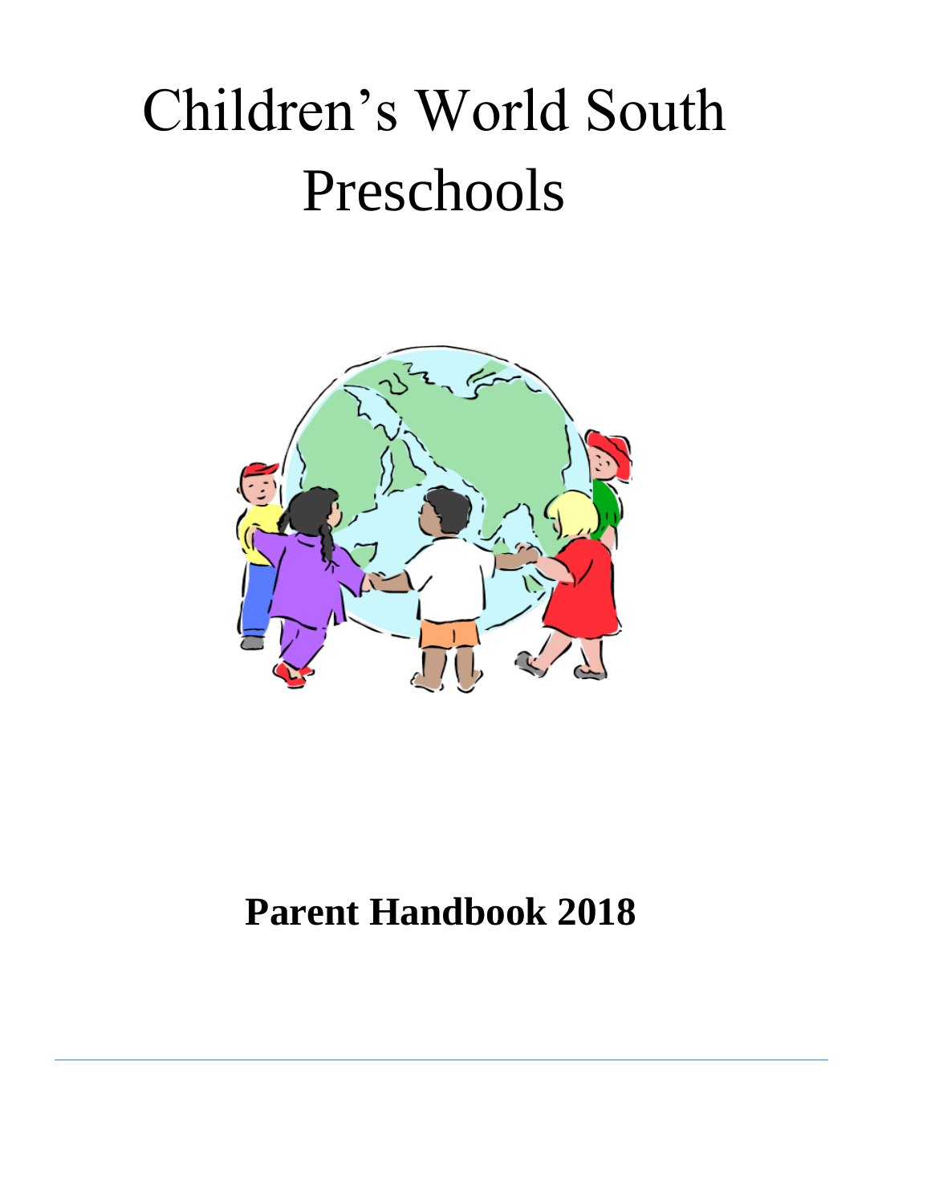# Children's World South Preschools

## Parent Handbook 2018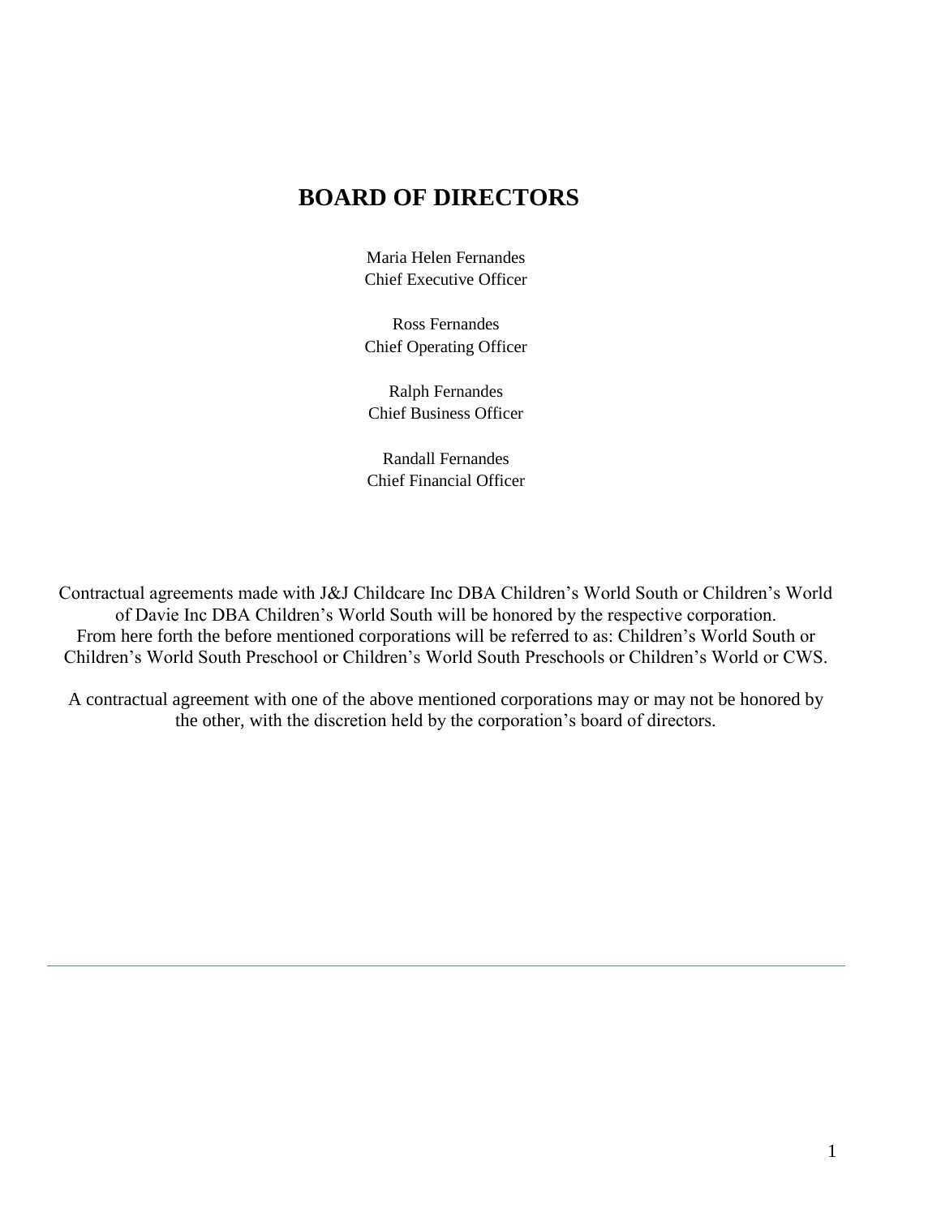# BOARD OF DIRECTORS

Maria Helen Fernandes
Chief Executive Officer

Ross Fernandes
Chief Operating Officer

Ralph Fernandes
Chief Business Officer

Randall Fernandes
Chief Financial Officer

Contractual agreements made with J&J Childcare Inc DBA Children's World South or Children's World of Davie Inc DBA Children's World South will be honored by the respective corporation. From here forth the before mentioned corporations will be referred to as: Children's World South or Children's World South Preschool or Children's World South Preschools or Children's World or CWS.

A contractual agreement with one of the above mentioned corporations may or may not be honored by the other, with the discretion held by the corporation's board of directors.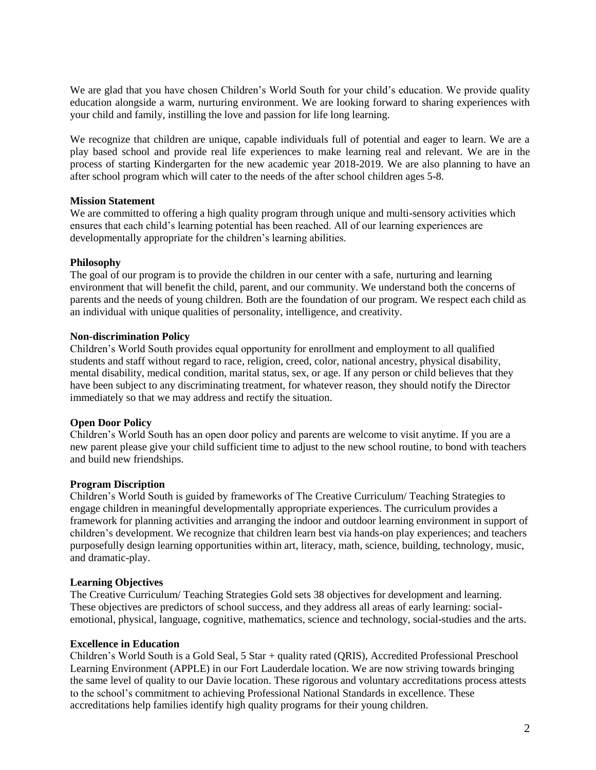We are glad that you have chosen Children's World South for your child's education. We provide quality education alongside a warm, nurturing environment. We are looking forward to sharing experiences with your child and family, instilling the love and passion for life long learning.

We recognize that children are unique, capable individuals full of potential and eager to learn. We are a play based school and provide real life experiences to make learning real and relevant. We are in the process of starting Kindergarten for the new academic year 2018-2019. We are also planning to have an after school program which will cater to the needs of the after school children ages 5-8.

**Mission Statement**
We are committed to offering a high quality program through unique and multi-sensory activities which ensures that each child's learning potential has been reached. All of our learning experiences are developmentally appropriate for the children's learning abilities.

**Philosophy**
The goal of our program is to provide the children in our center with a safe, nurturing and learning environment that will benefit the child, parent, and our community. We understand both the concerns of parents and the needs of young children. Both are the foundation of our program. We respect each child as an individual with unique qualities of personality, intelligence, and creativity.

**Non-discrimination Policy**
Children's World South provides equal opportunity for enrollment and employment to all qualified students and staff without regard to race, religion, creed, color, national ancestry, physical disability, mental disability, medical condition, marital status, sex, or age. If any person or child believes that they have been subject to any discriminating treatment, for whatever reason, they should notify the Director immediately so that we may address and rectify the situation.

**Open Door Policy**
Children's World South has an open door policy and parents are welcome to visit anytime. If you are a new parent please give your child sufficient time to adjust to the new school routine, to bond with teachers and build new friendships.

**Program Discription**
Children's World South is guided by frameworks of The Creative Curriculum/ Teaching Strategies to engage children in meaningful developmentally appropriate experiences. The curriculum provides a framework for planning activities and arranging the indoor and outdoor learning environment in support of children's development. We recognize that children learn best via hands-on play experiences; and teachers purposefully design learning opportunities within art, literacy, math, science, building, technology, music, and dramatic-play.

**Learning Objectives**
The Creative Curriculum/ Teaching Strategies Gold sets 38 objectives for development and learning. These objectives are predictors of school success, and they address all areas of early learning: social-emotional, physical, language, cognitive, mathematics, science and technology, social-studies and the arts.

**Excellence in Education**
Children's World South is a Gold Seal, 5 Star + quality rated (QRIS), Accredited Professional Preschool Learning Environment (APPLE) in our Fort Lauderdale location. We are now striving towards bringing the same level of quality to our Davie location. These rigorous and voluntary accreditations process attests to the school's commitment to achieving Professional National Standards in excellence. These accreditations help families identify high quality programs for their young children.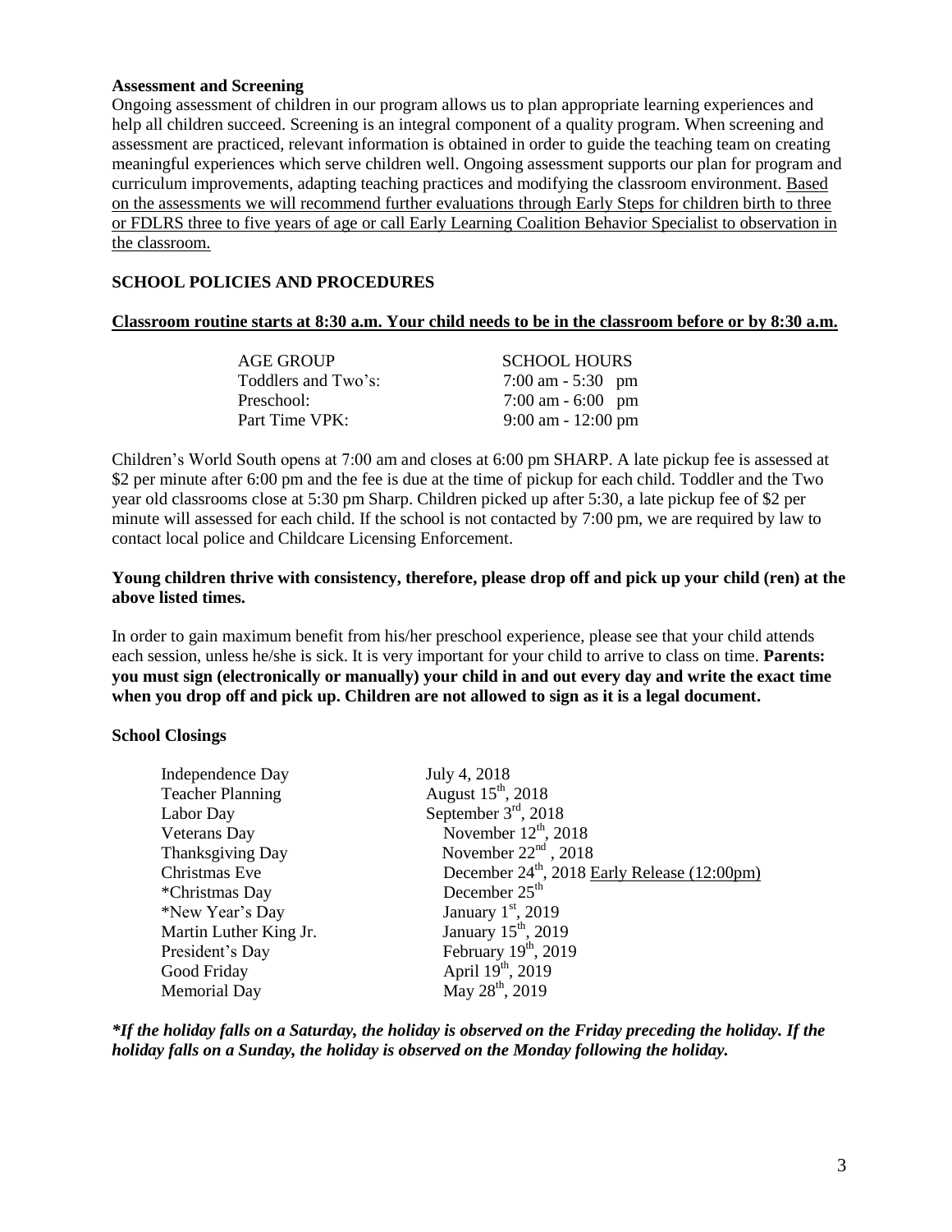**Assessment and Screening**

Ongoing assessment of children in our program allows us to plan appropriate learning experiences and help all children succeed. Screening is an integral component of a quality program. When screening and assessment are practiced, relevant information is obtained in order to guide the teaching team on creating meaningful experiences which serve children well. Ongoing assessment supports our plan for program and curriculum improvements, adapting teaching practices and modifying the classroom environment. Based on the assessments we will recommend further evaluations through Early Steps for children birth to three or FDLRS three to five years of age or call Early Learning Coalition Behavior Specialist to observation in the classroom.

## SCHOOL POLICIES AND PROCEDURES

**Classroom routine starts at 8:30 a.m. Your child needs to be in the classroom before or by 8:30 a.m.**

| AGE GROUP | SCHOOL HOURS |
| --- | --- |
| Toddlers and Two's: | 7:00 am - 5:30 pm |
| Preschool: | 7:00 am - 6:00 pm |
| Part Time VPK: | 9:00 am - 12:00 pm |

Children's World South opens at 7:00 am and closes at 6:00 pm SHARP. A late pickup fee is assessed at $2 per minute after 6:00 pm and the fee is due at the time of pickup for each child. Toddler and the Two year old classrooms close at 5:30 pm Sharp. Children picked up after 5:30, a late pickup fee of $2 per minute will assessed for each child. If the school is not contacted by 7:00 pm, we are required by law to contact local police and Childcare Licensing Enforcement.

**Young children thrive with consistency, therefore, please drop off and pick up your child (ren) at the above listed times.**

In order to gain maximum benefit from his/her preschool experience, please see that your child attends each session, unless he/she is sick. It is very important for your child to arrive to class on time. **Parents: you must sign (electronically or manually) your child in and out every day and write the exact time when you drop off and pick up. Children are not allowed to sign as it is a legal document.**

**School Closings**

| | |
| --- | --- |
| Independence Day | July 4, 2018 |
| Teacher Planning | August 15th, 2018 |
| Labor Day | September 3rd, 2018 |
| Veterans Day | November 12th, 2018 |
| Thanksgiving Day | November 22nd, 2018 |
| Christmas Eve | December 24th, 2018 Early Release (12:00pm) |
| *Christmas Day | December 25th |
| *New Year's Day | January 1st, 2019 |
| Martin Luther King Jr. | January 15th, 2019 |
| President's Day | February 19th, 2019 |
| Good Friday | April 19th, 2019 |
| Memorial Day | May 28th, 2019 |

***If the holiday falls on a Saturday, the holiday is observed on the Friday preceding the holiday. If the holiday falls on a Sunday, the holiday is observed on the Monday following the holiday.***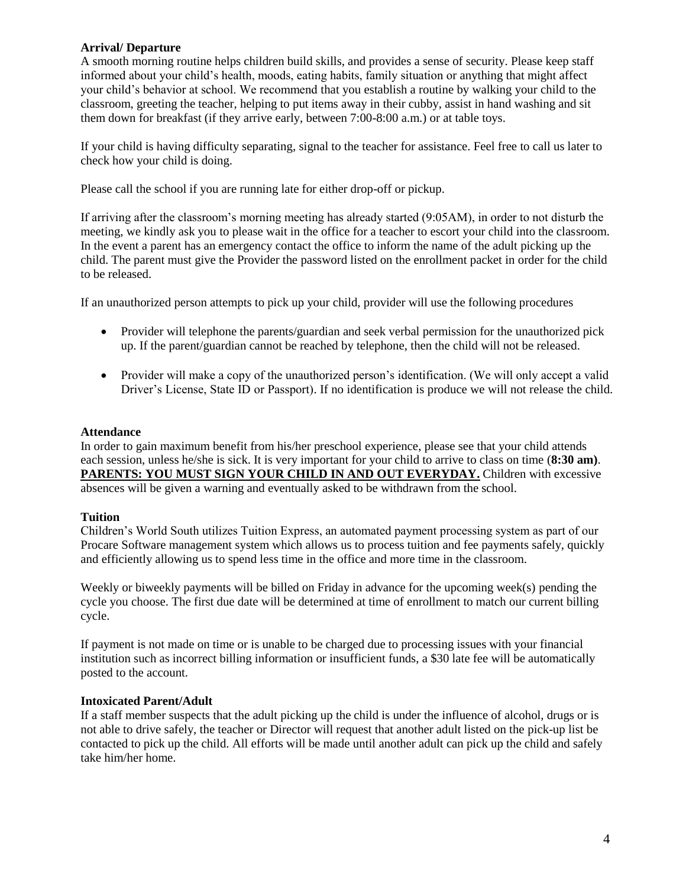**Arrival/ Departure**

A smooth morning routine helps children build skills, and provides a sense of security. Please keep staff informed about your child's health, moods, eating habits, family situation or anything that might affect your child's behavior at school. We recommend that you establish a routine by walking your child to the classroom, greeting the teacher, helping to put items away in their cubby, assist in hand washing and sit them down for breakfast (if they arrive early, between 7:00-8:00 a.m.) or at table toys.

If your child is having difficulty separating, signal to the teacher for assistance. Feel free to call us later to check how your child is doing.

Please call the school if you are running late for either drop-off or pickup.

If arriving after the classroom's morning meeting has already started (9:05AM), in order to not disturb the meeting, we kindly ask you to please wait in the office for a teacher to escort your child into the classroom. In the event a parent has an emergency contact the office to inform the name of the adult picking up the child. The parent must give the Provider the password listed on the enrollment packet in order for the child to be released.

If an unauthorized person attempts to pick up your child, provider will use the following procedures

- Provider will telephone the parents/guardian and seek verbal permission for the unauthorized pick up. If the parent/guardian cannot be reached by telephone, then the child will not be released.
- Provider will make a copy of the unauthorized person's identification. (We will only accept a valid Driver's License, State ID or Passport). If no identification is produce we will not release the child.

**Attendance**

In order to gain maximum benefit from his/her preschool experience, please see that your child attends each session, unless he/she is sick. It is very important for your child to arrive to class on time (**8:30 am**). **PARENTS: YOU MUST SIGN YOUR CHILD IN AND OUT EVERYDAY.** Children with excessive absences will be given a warning and eventually asked to be withdrawn from the school.

**Tuition**

Children's World South utilizes Tuition Express, an automated payment processing system as part of our Procare Software management system which allows us to process tuition and fee payments safely, quickly and efficiently allowing us to spend less time in the office and more time in the classroom.

Weekly or biweekly payments will be billed on Friday in advance for the upcoming week(s) pending the cycle you choose. The first due date will be determined at time of enrollment to match our current billing cycle.

If payment is not made on time or is unable to be charged due to processing issues with your financial institution such as incorrect billing information or insufficient funds, a $30 late fee will be automatically posted to the account.

**Intoxicated Parent/Adult**

If a staff member suspects that the adult picking up the child is under the influence of alcohol, drugs or is not able to drive safely, the teacher or Director will request that another adult listed on the pick-up list be contacted to pick up the child. All efforts will be made until another adult can pick up the child and safely take him/her home.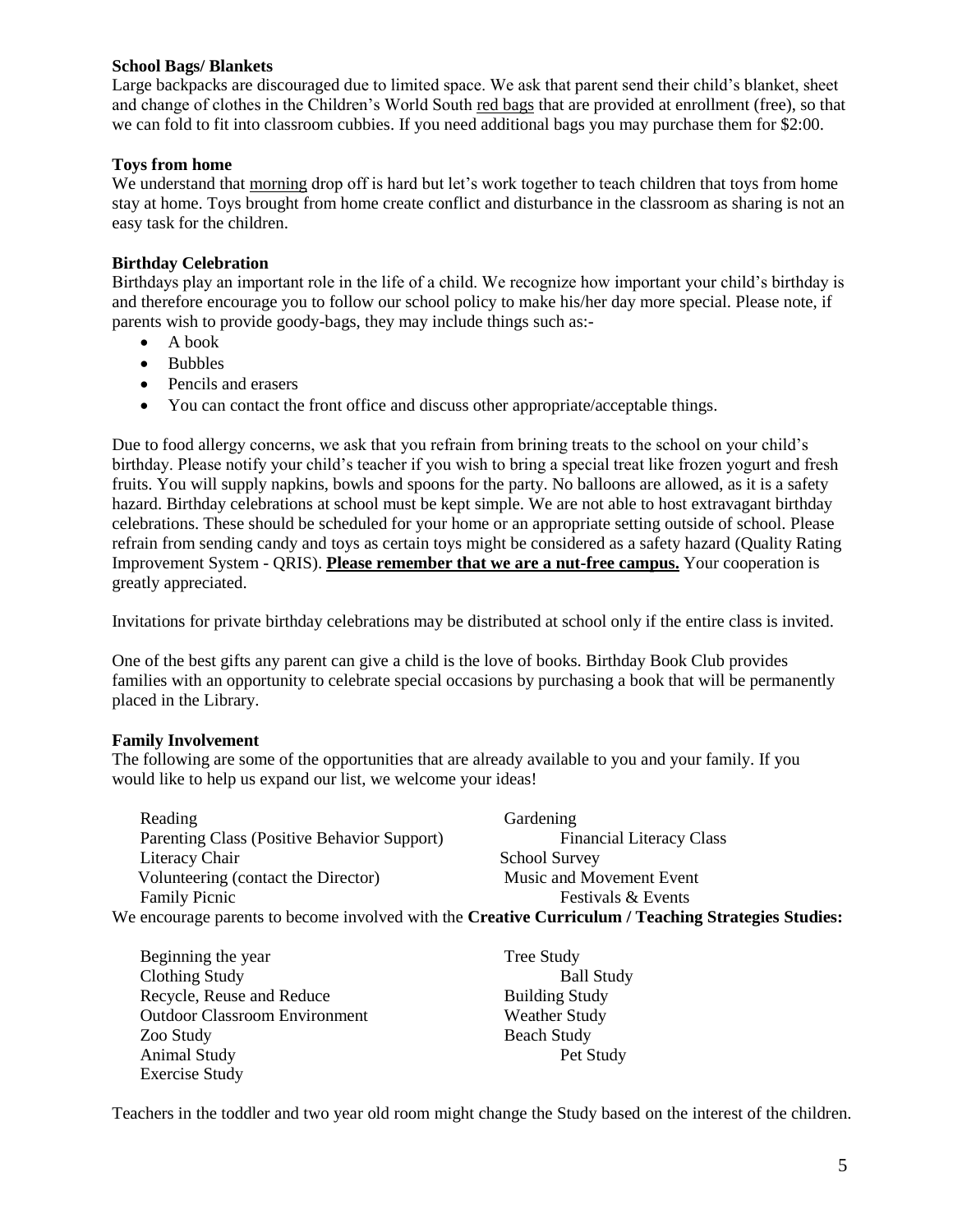**School Bags/ Blankets**

Large backpacks are discouraged due to limited space. We ask that parent send their child's blanket, sheet and change of clothes in the Children's World South red bags that are provided at enrollment (free), so that we can fold to fit into classroom cubbies. If you need additional bags you may purchase them for $2:00.

**Toys from home**

We understand that morning drop off is hard but let's work together to teach children that toys from home stay at home. Toys brought from home create conflict and disturbance in the classroom as sharing is not an easy task for the children.

**Birthday Celebration**

Birthdays play an important role in the life of a child. We recognize how important your child's birthday is and therefore encourage you to follow our school policy to make his/her day more special. Please note, if parents wish to provide goody-bags, they may include things such as:-

- A book
- Bubbles
- Pencils and erasers
- You can contact the front office and discuss other appropriate/acceptable things.

Due to food allergy concerns, we ask that you refrain from brining treats to the school on your child's birthday. Please notify your child's teacher if you wish to bring a special treat like frozen yogurt and fresh fruits. You will supply napkins, bowls and spoons for the party. No balloons are allowed, as it is a safety hazard. Birthday celebrations at school must be kept simple. We are not able to host extravagant birthday celebrations. These should be scheduled for your home or an appropriate setting outside of school. Please refrain from sending candy and toys as certain toys might be considered as a safety hazard (Quality Rating Improvement System - QRIS). **Please remember that we are a nut-free campus.** Your cooperation is greatly appreciated.

Invitations for private birthday celebrations may be distributed at school only if the entire class is invited.

One of the best gifts any parent can give a child is the love of books. Birthday Book Club provides families with an opportunity to celebrate special occasions by purchasing a book that will be permanently placed in the Library.

**Family Involvement**

The following are some of the opportunities that are already available to you and your family. If you would like to help us expand our list, we welcome your ideas!

- Reading
- Gardening
- Parenting Class (Positive Behavior Support)
- Financial Literacy Class
- Literacy Chair
- School Survey
- Volunteering (contact the Director)
- Music and Movement Event
- Family Picnic
- Festivals & Events

We encourage parents to become involved with the **Creative Curriculum / Teaching Strategies Studies:**

- Beginning the year
- Tree Study
- Clothing Study
- Ball Study
- Recycle, Reuse and Reduce
- Building Study
- Outdoor Classroom Environment
- Weather Study
- Zoo Study
- Beach Study
- Animal Study
- Pet Study
- Exercise Study

Teachers in the toddler and two year old room might change the Study based on the interest of the children.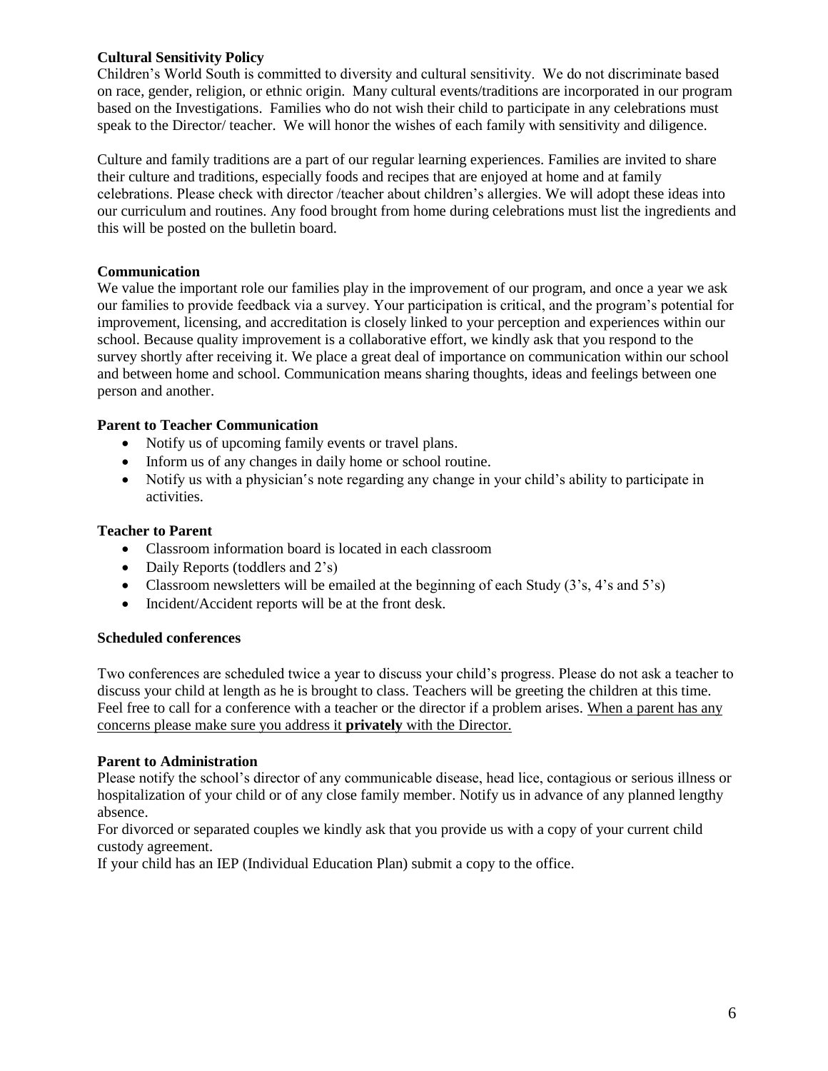### Cultural Sensitivity Policy

Children's World South is committed to diversity and cultural sensitivity. We do not discriminate based on race, gender, religion, or ethnic origin. Many cultural events/traditions are incorporated in our program based on the Investigations. Families who do not wish their child to participate in any celebrations must speak to the Director/ teacher. We will honor the wishes of each family with sensitivity and diligence.

Culture and family traditions are a part of our regular learning experiences. Families are invited to share their culture and traditions, especially foods and recipes that are enjoyed at home and at family celebrations. Please check with director /teacher about children's allergies. We will adopt these ideas into our curriculum and routines. Any food brought from home during celebrations must list the ingredients and this will be posted on the bulletin board.

### Communication

We value the important role our families play in the improvement of our program, and once a year we ask our families to provide feedback via a survey. Your participation is critical, and the program's potential for improvement, licensing, and accreditation is closely linked to your perception and experiences within our school. Because quality improvement is a collaborative effort, we kindly ask that you respond to the survey shortly after receiving it. We place a great deal of importance on communication within our school and between home and school. Communication means sharing thoughts, ideas and feelings between one person and another.

### Parent to Teacher Communication

- Notify us of upcoming family events or travel plans.
- Inform us of any changes in daily home or school routine.
- Notify us with a physician's note regarding any change in your child's ability to participate in activities.

### Teacher to Parent

- Classroom information board is located in each classroom
- Daily Reports (toddlers and 2's)
- Classroom newsletters will be emailed at the beginning of each Study (3's, 4's and 5's)
- Incident/Accident reports will be at the front desk.

### Scheduled conferences

Two conferences are scheduled twice a year to discuss your child's progress. Please do not ask a teacher to discuss your child at length as he is brought to class. Teachers will be greeting the children at this time. Feel free to call for a conference with a teacher or the director if a problem arises. <u>When a parent has any concerns please make sure you address it **privately** with the Director.</u>

### Parent to Administration

Please notify the school's director of any communicable disease, head lice, contagious or serious illness or hospitalization of your child or of any close family member. Notify us in advance of any planned lengthy absence.

For divorced or separated couples we kindly ask that you provide us with a copy of your current child custody agreement.

If your child has an IEP (Individual Education Plan) submit a copy to the office.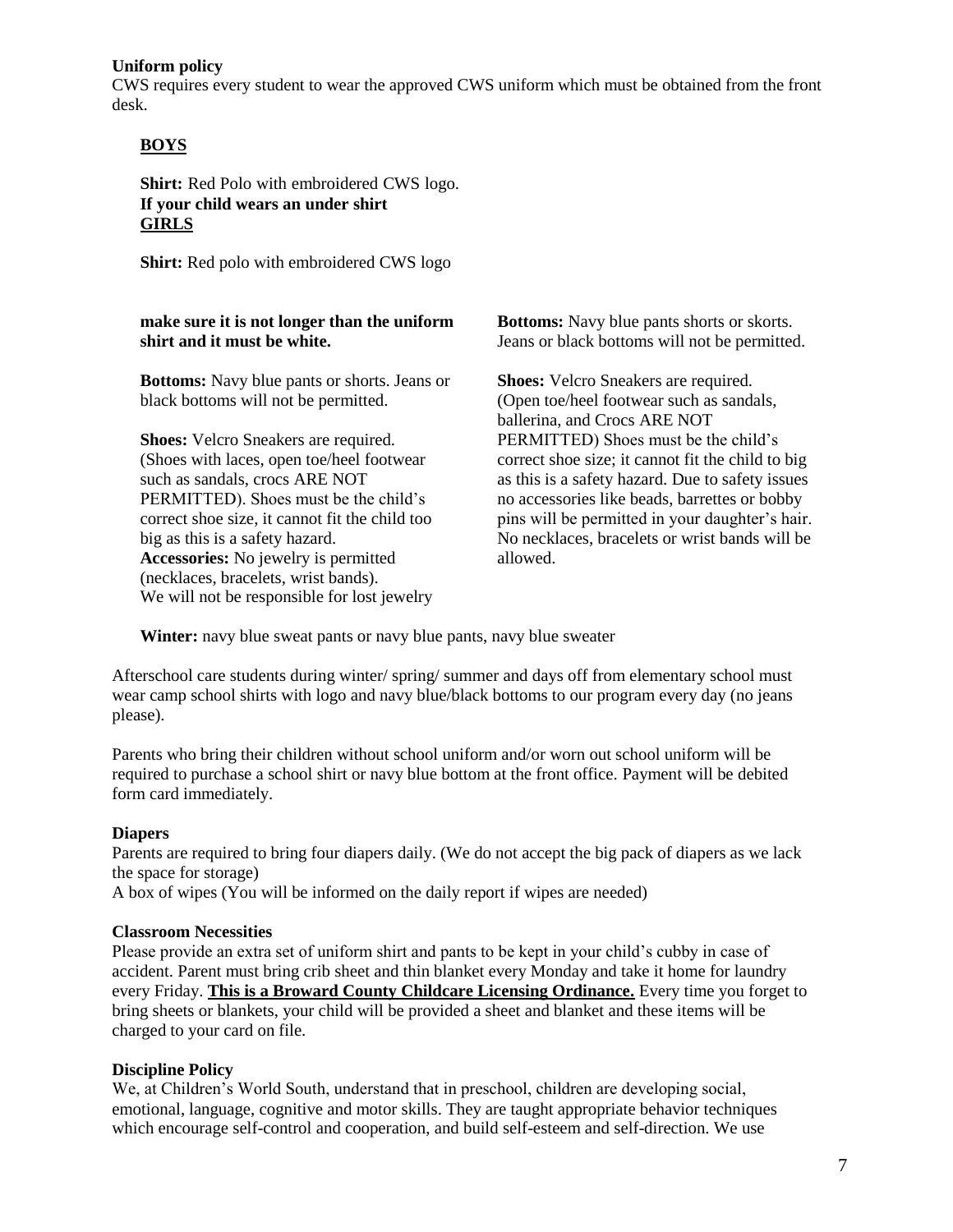**Uniform policy**

CWS requires every student to wear the approved CWS uniform which must be obtained from the front desk.

**BOYS**

**Shirt:** Red Polo with embroidered CWS logo.
**If your child wears an under shirt make sure it is not longer than the uniform shirt and it must be white.**

**Bottoms:** Navy blue pants or shorts. Jeans or black bottoms will not be permitted.

**Shoes:** Velcro Sneakers are required. (Shoes with laces, open toe/heel footwear such as sandals, crocs ARE NOT PERMITTED). Shoes must be the child's correct shoe size, it cannot fit the child too big as this is a safety hazard.
**Accessories:** No jewelry is permitted (necklaces, bracelets, wrist bands).
We will not be responsible for lost jewelry

**GIRLS**

**Shirt:** Red polo with embroidered CWS logo

**Bottoms:** Navy blue pants shorts or skorts. Jeans or black bottoms will not be permitted.

**Shoes:** Velcro Sneakers are required. (Open toe/heel footwear such as sandals, ballerina, and Crocs ARE NOT PERMITTED) Shoes must be the child's correct shoe size; it cannot fit the child to big as this is a safety hazard. Due to safety issues no accessories like beads, barrettes or bobby pins will be permitted in your daughter's hair. No necklaces, bracelets or wrist bands will be allowed.

**Winter:** navy blue sweat pants or navy blue pants, navy blue sweater

Afterschool care students during winter/ spring/ summer and days off from elementary school must wear camp school shirts with logo and navy blue/black bottoms to our program every day (no jeans please).

Parents who bring their children without school uniform and/or worn out school uniform will be required to purchase a school shirt or navy blue bottom at the front office. Payment will be debited form card immediately.

**Diapers**

Parents are required to bring four diapers daily. (We do not accept the big pack of diapers as we lack the space for storage)
A box of wipes (You will be informed on the daily report if wipes are needed)

**Classroom Necessities**

Please provide an extra set of uniform shirt and pants to be kept in your child's cubby in case of accident. Parent must bring crib sheet and thin blanket every Monday and take it home for laundry every Friday. **This is a Broward County Childcare Licensing Ordinance.** Every time you forget to bring sheets or blankets, your child will be provided a sheet and blanket and these items will be charged to your card on file.

**Discipline Policy**

We, at Children's World South, understand that in preschool, children are developing social, emotional, language, cognitive and motor skills. They are taught appropriate behavior techniques which encourage self-control and cooperation, and build self-esteem and self-direction. We use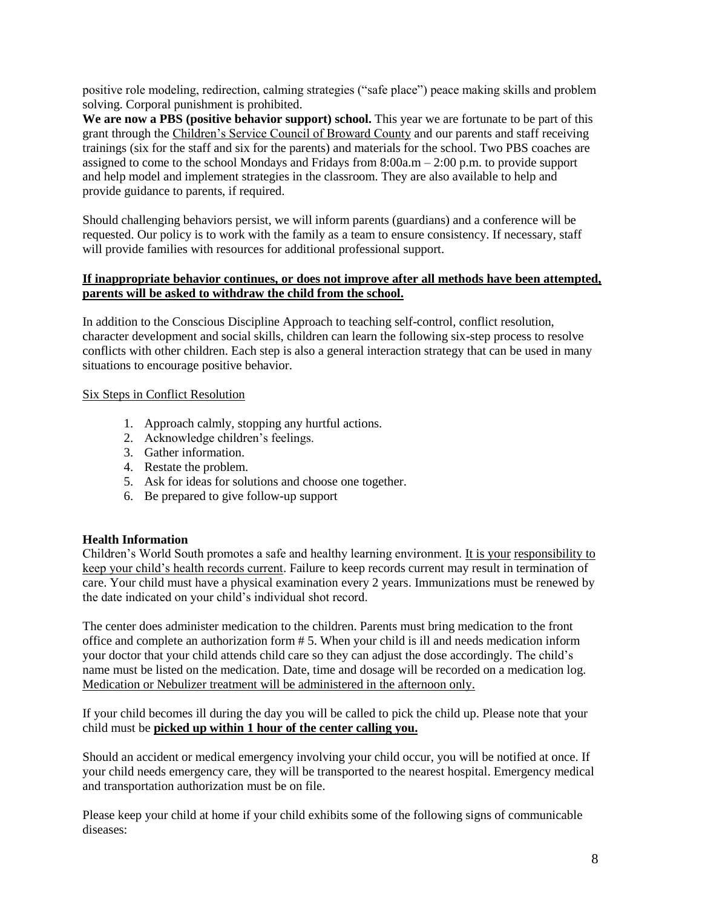positive role modeling, redirection, calming strategies ("safe place") peace making skills and problem solving. Corporal punishment is prohibited.

**We are now a PBS (positive behavior support) school.** This year we are fortunate to be part of this grant through the Children's Service Council of Broward County and our parents and staff receiving trainings (six for the staff and six for the parents) and materials for the school. Two PBS coaches are assigned to come to the school Mondays and Fridays from 8:00a.m – 2:00 p.m. to provide support and help model and implement strategies in the classroom. They are also available to help and provide guidance to parents, if required.

Should challenging behaviors persist, we will inform parents (guardians) and a conference will be requested. Our policy is to work with the family as a team to ensure consistency. If necessary, staff will provide families with resources for additional professional support.

**If inappropriate behavior continues, or does not improve after all methods have been attempted, parents will be asked to withdraw the child from the school.**

In addition to the Conscious Discipline Approach to teaching self-control, conflict resolution, character development and social skills, children can learn the following six-step process to resolve conflicts with other children. Each step is also a general interaction strategy that can be used in many situations to encourage positive behavior.

Six Steps in Conflict Resolution

1. Approach calmly, stopping any hurtful actions.
2. Acknowledge children's feelings.
3. Gather information.
4. Restate the problem.
5. Ask for ideas for solutions and choose one together.
6. Be prepared to give follow-up support

**Health Information**

Children's World South promotes a safe and healthy learning environment. It is your responsibility to keep your child's health records current. Failure to keep records current may result in termination of care. Your child must have a physical examination every 2 years. Immunizations must be renewed by the date indicated on your child's individual shot record.

The center does administer medication to the children. Parents must bring medication to the front office and complete an authorization form # 5. When your child is ill and needs medication inform your doctor that your child attends child care so they can adjust the dose accordingly. The child's name must be listed on the medication. Date, time and dosage will be recorded on a medication log. Medication or Nebulizer treatment will be administered in the afternoon only.

If your child becomes ill during the day you will be called to pick the child up. Please note that your child must be **picked up within 1 hour of the center calling you.**

Should an accident or medical emergency involving your child occur, you will be notified at once. If your child needs emergency care, they will be transported to the nearest hospital. Emergency medical and transportation authorization must be on file.

Please keep your child at home if your child exhibits some of the following signs of communicable diseases: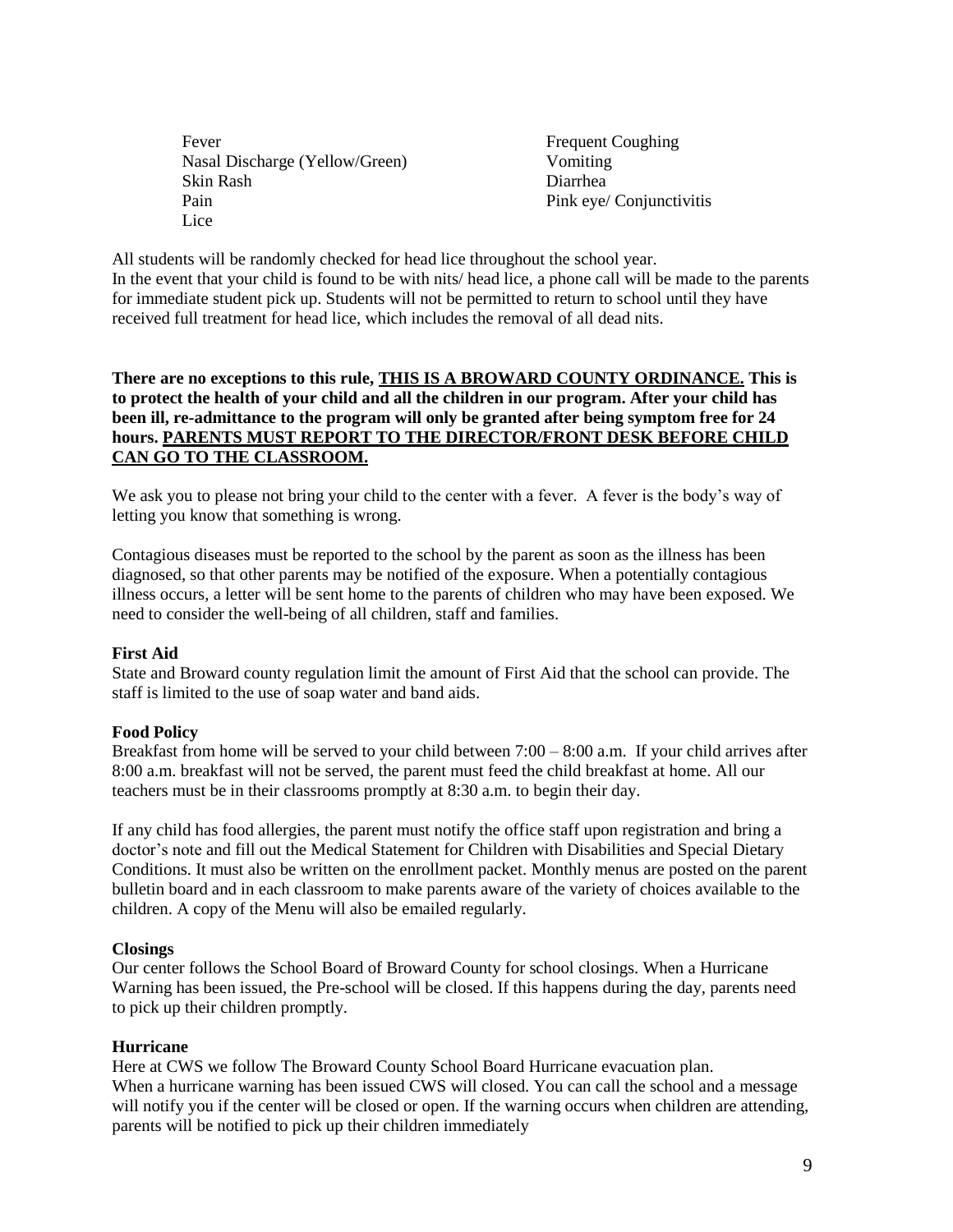- Fever
- Nasal Discharge (Yellow/Green)
- Skin Rash
- Pain
- Lice
- Frequent Coughing
- Vomiting
- Diarrhea
- Pink eye/ Conjunctivitis

All students will be randomly checked for head lice throughout the school year.
In the event that your child is found to be with nits/ head lice, a phone call will be made to the parents for immediate student pick up. Students will not be permitted to return to school until they have received full treatment for head lice, which includes the removal of all dead nits.

**There are no exceptions to this rule, <u>THIS IS A BROWARD COUNTY ORDINANCE.</u> This is to protect the health of your child and all the children in our program. After your child has been ill, re-admittance to the program will only be granted after being symptom free for 24 hours. <u>PARENTS MUST REPORT TO THE DIRECTOR/FRONT DESK BEFORE CHILD CAN GO TO THE CLASSROOM.</u>**

We ask you to please not bring your child to the center with a fever. A fever is the body's way of letting you know that something is wrong.

Contagious diseases must be reported to the school by the parent as soon as the illness has been diagnosed, so that other parents may be notified of the exposure. When a potentially contagious illness occurs, a letter will be sent home to the parents of children who may have been exposed. We need to consider the well-being of all children, staff and families.

**First Aid**

State and Broward county regulation limit the amount of First Aid that the school can provide. The staff is limited to the use of soap water and band aids.

**Food Policy**

Breakfast from home will be served to your child between 7:00 – 8:00 a.m. If your child arrives after 8:00 a.m. breakfast will not be served, the parent must feed the child breakfast at home. All our teachers must be in their classrooms promptly at 8:30 a.m. to begin their day.

If any child has food allergies, the parent must notify the office staff upon registration and bring a doctor's note and fill out the Medical Statement for Children with Disabilities and Special Dietary Conditions. It must also be written on the enrollment packet. Monthly menus are posted on the parent bulletin board and in each classroom to make parents aware of the variety of choices available to the children. A copy of the Menu will also be emailed regularly.

**Closings**

Our center follows the School Board of Broward County for school closings. When a Hurricane Warning has been issued, the Pre-school will be closed. If this happens during the day, parents need to pick up their children promptly.

**Hurricane**

Here at CWS we follow The Broward County School Board Hurricane evacuation plan.
When a hurricane warning has been issued CWS will closed. You can call the school and a message will notify you if the center will be closed or open. If the warning occurs when children are attending, parents will be notified to pick up their children immediately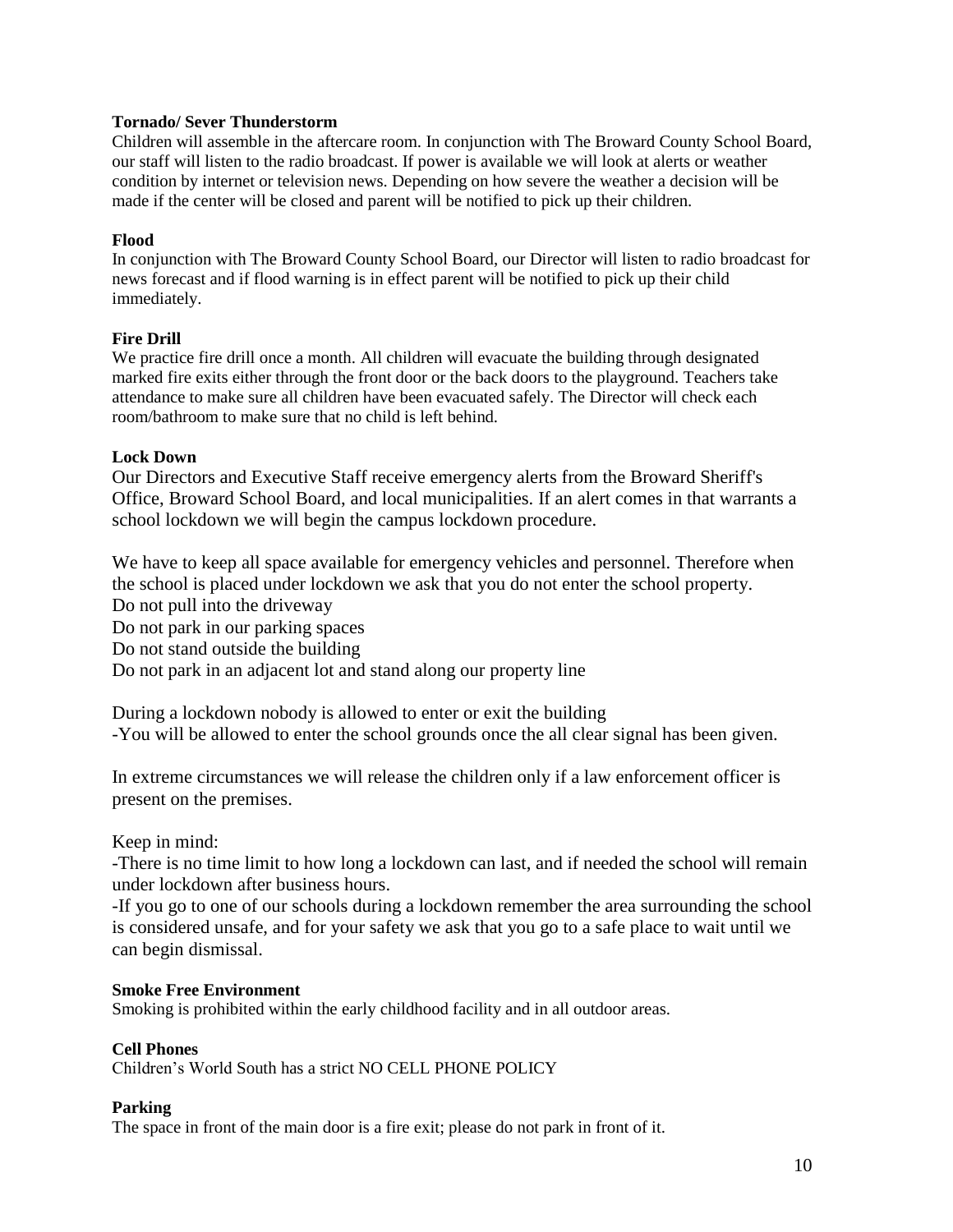**Tornado/ Sever Thunderstorm**

Children will assemble in the aftercare room. In conjunction with The Broward County School Board, our staff will listen to the radio broadcast. If power is available we will look at alerts or weather condition by internet or television news. Depending on how severe the weather a decision will be made if the center will be closed and parent will be notified to pick up their children.

**Flood**

In conjunction with The Broward County School Board, our Director will listen to radio broadcast for news forecast and if flood warning is in effect parent will be notified to pick up their child immediately.

**Fire Drill**

We practice fire drill once a month. All children will evacuate the building through designated marked fire exits either through the front door or the back doors to the playground. Teachers take attendance to make sure all children have been evacuated safely. The Director will check each room/bathroom to make sure that no child is left behind.

**Lock Down**

Our Directors and Executive Staff receive emergency alerts from the Broward Sheriff's Office, Broward School Board, and local municipalities. If an alert comes in that warrants a school lockdown we will begin the campus lockdown procedure.

We have to keep all space available for emergency vehicles and personnel. Therefore when the school is placed under lockdown we ask that you do not enter the school property.
Do not pull into the driveway
Do not park in our parking spaces
Do not stand outside the building
Do not park in an adjacent lot and stand along our property line

During a lockdown nobody is allowed to enter or exit the building
-You will be allowed to enter the school grounds once the all clear signal has been given.

In extreme circumstances we will release the children only if a law enforcement officer is present on the premises.

Keep in mind:
-There is no time limit to how long a lockdown can last, and if needed the school will remain under lockdown after business hours.
-If you go to one of our schools during a lockdown remember the area surrounding the school is considered unsafe, and for your safety we ask that you go to a safe place to wait until we can begin dismissal.

**Smoke Free Environment**

Smoking is prohibited within the early childhood facility and in all outdoor areas.

**Cell Phones**

Children's World South has a strict NO CELL PHONE POLICY

**Parking**

The space in front of the main door is a fire exit; please do not park in front of it.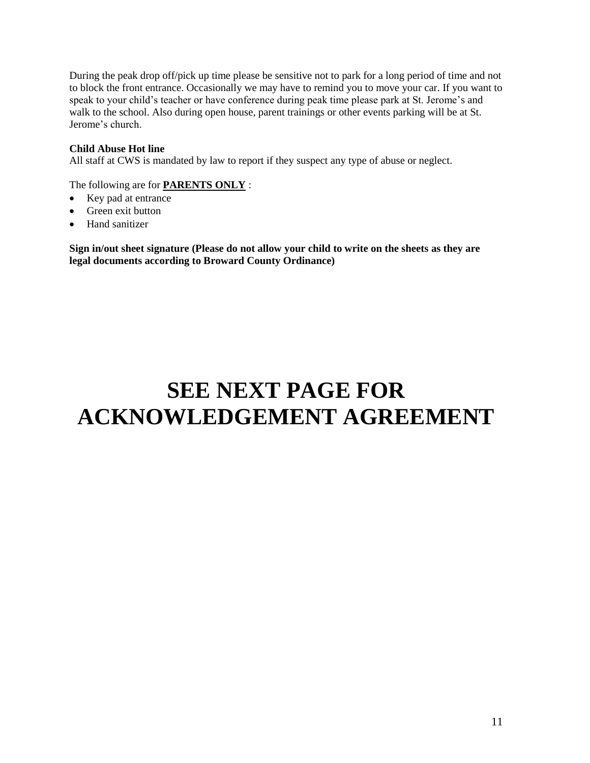During the peak drop off/pick up time please be sensitive not to park for a long period of time and not to block the front entrance. Occasionally we may have to remind you to move your car. If you want to speak to your child's teacher or have conference during peak time please park at St. Jerome's and walk to the school. Also during open house, parent trainings or other events parking will be at St. Jerome's church.

**Child Abuse Hot line**
All staff at CWS is mandated by law to report if they suspect any type of abuse or neglect.

The following are for **PARENTS ONLY** :

- Key pad at entrance
- Green exit button
- Hand sanitizer

**Sign in/out sheet signature (Please do not allow your child to write on the sheets as they are legal documents according to Broward County Ordinance)**

# SEE NEXT PAGE FOR ACKNOWLEDGEMENT AGREEMENT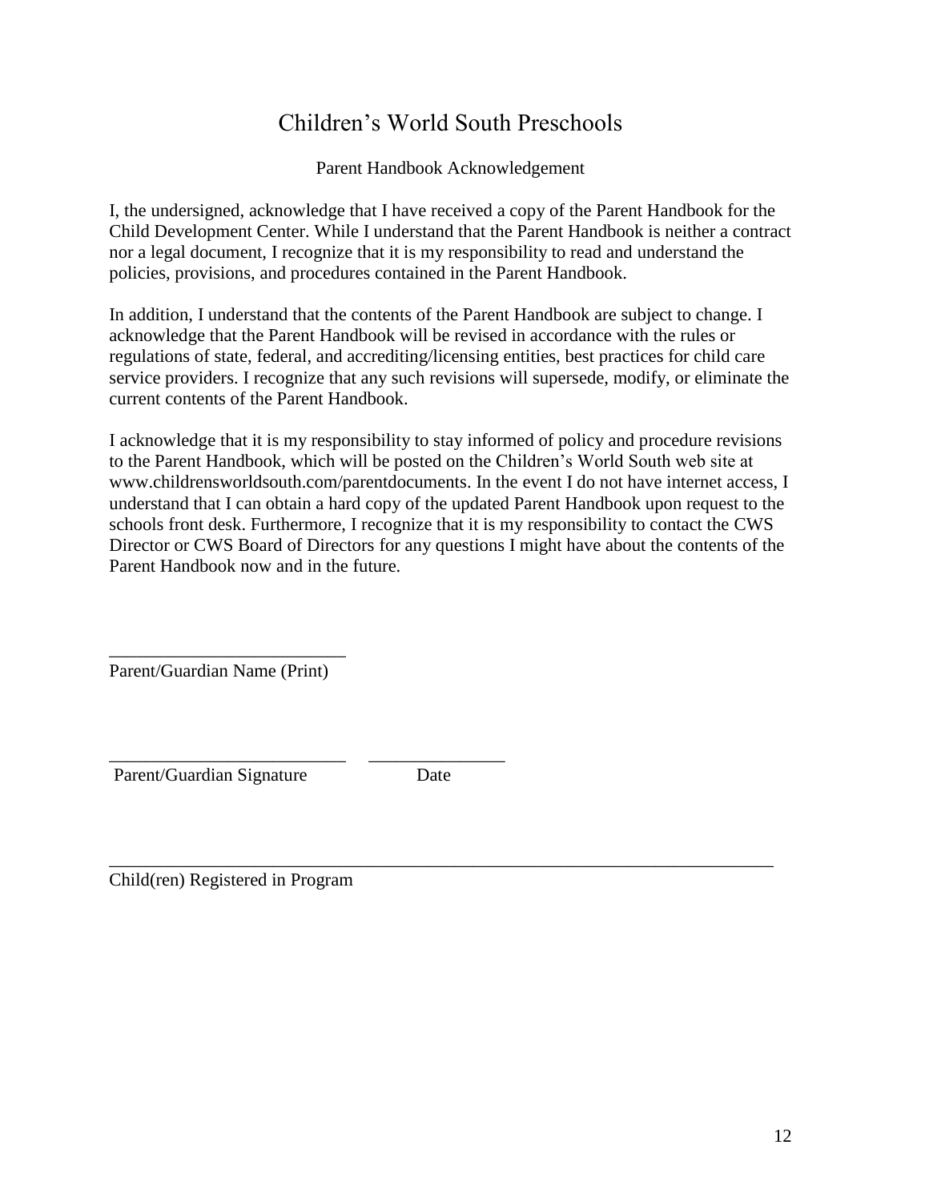# Children's World South Preschools

## Parent Handbook Acknowledgement

I, the undersigned, acknowledge that I have received a copy of the Parent Handbook for the Child Development Center. While I understand that the Parent Handbook is neither a contract nor a legal document, I recognize that it is my responsibility to read and understand the policies, provisions, and procedures contained in the Parent Handbook.

In addition, I understand that the contents of the Parent Handbook are subject to change. I acknowledge that the Parent Handbook will be revised in accordance with the rules or regulations of state, federal, and accrediting/licensing entities, best practices for child care service providers. I recognize that any such revisions will supersede, modify, or eliminate the current contents of the Parent Handbook.

I acknowledge that it is my responsibility to stay informed of policy and procedure revisions to the Parent Handbook, which will be posted on the Children's World South web site at www.childrensworldsouth.com/parentdocuments. In the event I do not have internet access, I understand that I can obtain a hard copy of the updated Parent Handbook upon request to the schools front desk. Furthermore, I recognize that it is my responsibility to contact the CWS Director or CWS Board of Directors for any questions I might have about the contents of the Parent Handbook now and in the future.

_________________________
Parent/Guardian Name (Print)

_________________________ _______________
Parent/Guardian Signature Date

_________________________________________________________________________
Child(ren) Registered in Program